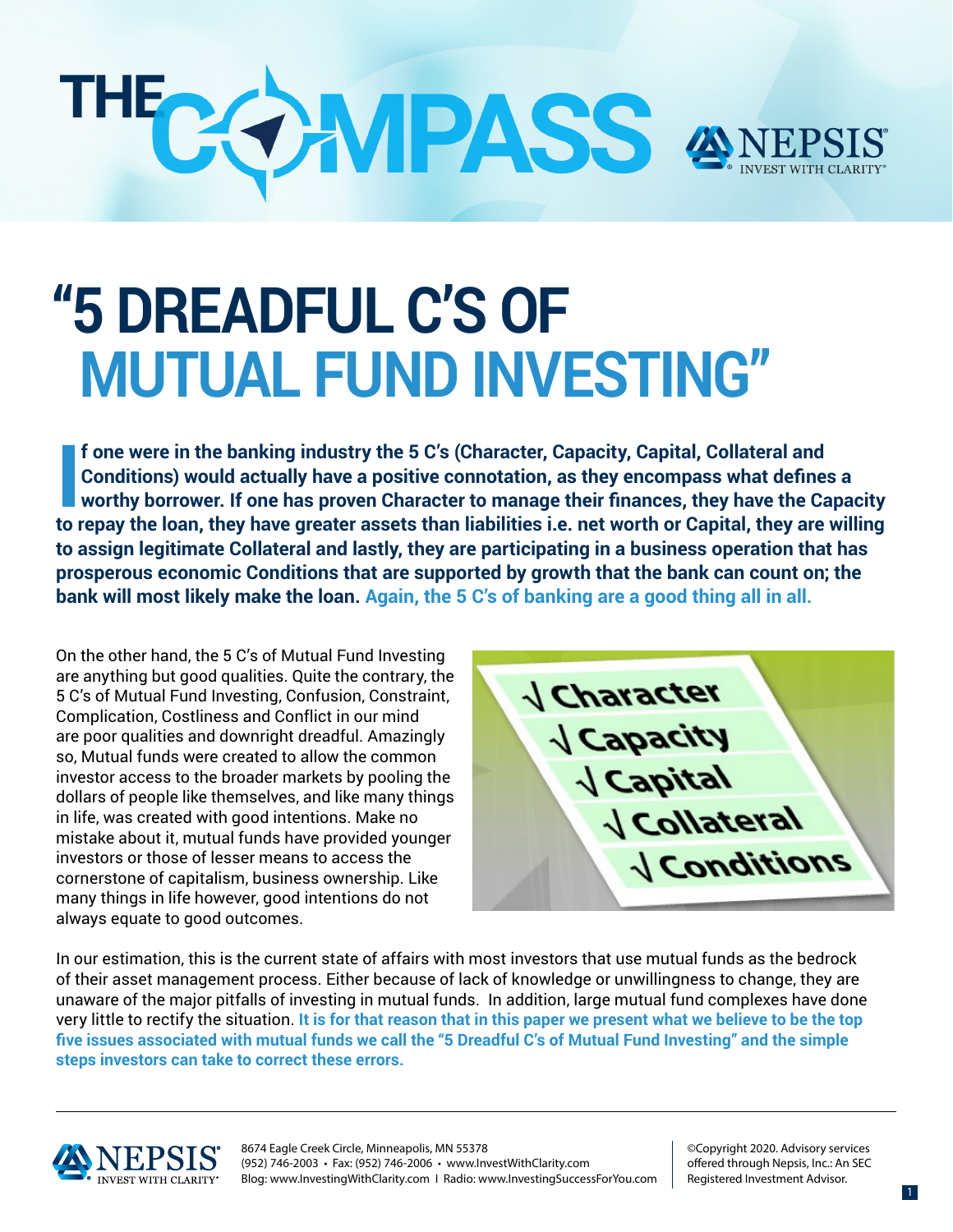# "5 DREADFUL C'S OF MUTUAL FUND INVESTING"

**If one were in the banking industry the 5 C's (Character, Capacity, Capital, Collateral and Conditions) would actually have a positive connotation, as they encompass what defines a worthy borrower. If one has proven Character to manage their finances, they have the Capacity to repay the loan, they have greater assets than liabilities i.e. net worth or Capital, they are willing to assign legitimate Collateral and lastly, they are participating in a business operation that has prosperous economic Conditions that are supported by growth that the bank can count on; the bank will most likely make the loan. Again, the 5 C's of banking are a good thing all in all.**

On the other hand, the 5 C's of Mutual Fund Investing are anything but good qualities. Quite the contrary, the 5 C's of Mutual Fund Investing, Confusion, Constraint, Complication, Costliness and Conflict in our mind are poor qualities and downright dreadful. Amazingly so, Mutual funds were created to allow the common investor access to the broader markets by pooling the dollars of people like themselves, and like many things in life, was created with good intentions. Make no mistake about it, mutual funds have provided younger investors or those of lesser means to access the cornerstone of capitalism, business ownership. Like many things in life however, good intentions do not always equate to good outcomes.

√ Character
√ Capacity
√ Capital
√ Collateral
√ Conditions

In our estimation, this is the current state of affairs with most investors that use mutual funds as the bedrock of their asset management process. Either because of lack of knowledge or unwillingness to change, they are unaware of the major pitfalls of investing in mutual funds. In addition, large mutual fund complexes have done very little to rectify the situation. **It is for that reason that in this paper we present what we believe to be the top five issues associated with mutual funds we call the "5 Dreadful C's of Mutual Fund Investing" and the simple steps investors can take to correct these errors.**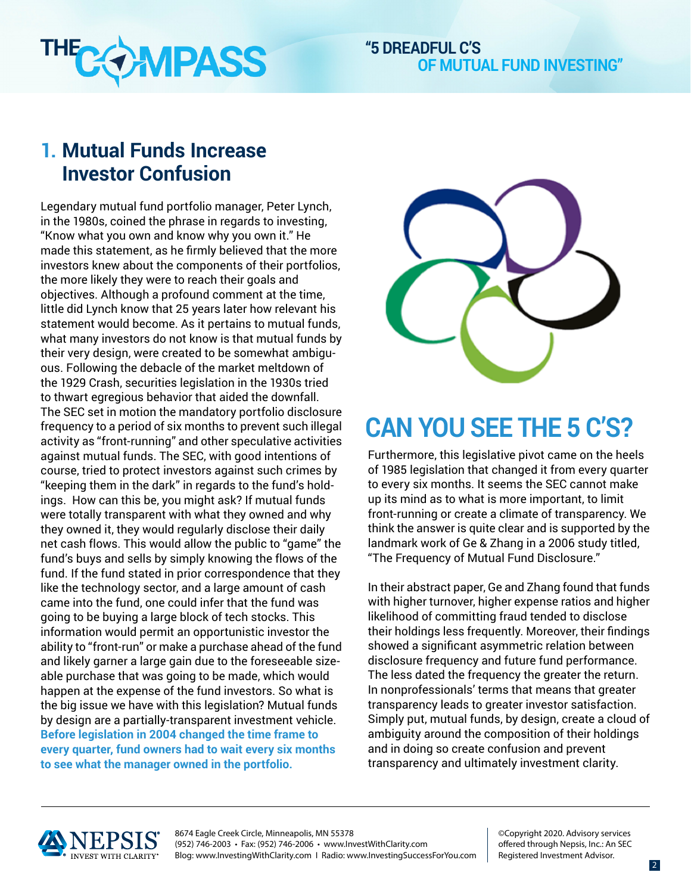## 1. Mutual Funds Increase Investor Confusion

Legendary mutual fund portfolio manager, Peter Lynch, in the 1980s, coined the phrase in regards to investing, "Know what you own and know why you own it." He made this statement, as he firmly believed that the more investors knew about the components of their portfolios, the more likely they were to reach their goals and objectives. Although a profound comment at the time, little did Lynch know that 25 years later how relevant his statement would become. As it pertains to mutual funds, what many investors do not know is that mutual funds by their very design, were created to be somewhat ambiguous. Following the debacle of the market meltdown of the 1929 Crash, securities legislation in the 1930s tried to thwart egregious behavior that aided the downfall. The SEC set in motion the mandatory portfolio disclosure frequency to a period of six months to prevent such illegal activity as "front-running" and other speculative activities against mutual funds. The SEC, with good intentions of course, tried to protect investors against such crimes by "keeping them in the dark" in regards to the fund's holdings. How can this be, you might ask? If mutual funds were totally transparent with what they owned and why they owned it, they would regularly disclose their daily net cash flows. This would allow the public to "game" the fund's buys and sells by simply knowing the flows of the fund. If the fund stated in prior correspondence that they like the technology sector, and a large amount of cash came into the fund, one could infer that the fund was going to be buying a large block of tech stocks. This information would permit an opportunistic investor the ability to "front-run" or make a purchase ahead of the fund and likely garner a large gain due to the foreseeable sizeable purchase that was going to be made, which would happen at the expense of the fund investors. So what is the big issue we have with this legislation? Mutual funds by design are a partially-transparent investment vehicle. **Before legislation in 2004 changed the time frame to every quarter, fund owners had to wait every six months to see what the manager owned in the portfolio.**

## CAN YOU SEE THE 5 C'S?

Furthermore, this legislative pivot came on the heels of 1985 legislation that changed it from every quarter to every six months. It seems the SEC cannot make up its mind as to what is more important, to limit front-running or create a climate of transparency. We think the answer is quite clear and is supported by the landmark work of Ge & Zhang in a 2006 study titled, "The Frequency of Mutual Fund Disclosure."

In their abstract paper, Ge and Zhang found that funds with higher turnover, higher expense ratios and higher likelihood of committing fraud tended to disclose their holdings less frequently. Moreover, their findings showed a significant asymmetric relation between disclosure frequency and future fund performance. The less dated the frequency the greater the return. In nonprofessionals' terms that means that greater transparency leads to greater investor satisfaction. Simply put, mutual funds, by design, create a cloud of ambiguity around the composition of their holdings and in doing so create confusion and prevent transparency and ultimately investment clarity.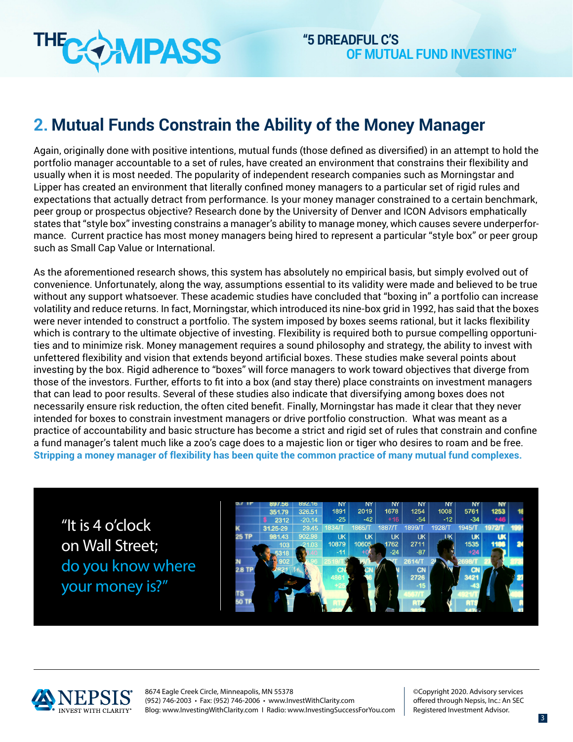## 2. Mutual Funds Constrain the Ability of the Money Manager

Again, originally done with positive intentions, mutual funds (those defined as diversified) in an attempt to hold the portfolio manager accountable to a set of rules, have created an environment that constrains their flexibility and usually when it is most needed. The popularity of independent research companies such as Morningstar and Lipper has created an environment that literally confined money managers to a particular set of rigid rules and expectations that actually detract from performance. Is your money manager constrained to a certain benchmark, peer group or prospectus objective? Research done by the University of Denver and ICON Advisors emphatically states that "style box" investing constrains a manager's ability to manage money, which causes severe underperformance. Current practice has most money managers being hired to represent a particular "style box" or peer group such as Small Cap Value or International.

As the aforementioned research shows, this system has absolutely no empirical basis, but simply evolved out of convenience. Unfortunately, along the way, assumptions essential to its validity were made and believed to be true without any support whatsoever. These academic studies have concluded that "boxing in" a portfolio can increase volatility and reduce returns. In fact, Morningstar, which introduced its nine-box grid in 1992, has said that the boxes were never intended to construct a portfolio. The system imposed by boxes seems rational, but it lacks flexibility which is contrary to the ultimate objective of investing. Flexibility is required both to pursue compelling opportunities and to minimize risk. Money management requires a sound philosophy and strategy, the ability to invest with unfettered flexibility and vision that extends beyond artificial boxes. These studies make several points about investing by the box. Rigid adherence to "boxes" will force managers to work toward objectives that diverge from those of the investors. Further, efforts to fit into a box (and stay there) place constraints on investment managers that can lead to poor results. Several of these studies also indicate that diversifying among boxes does not necessarily ensure risk reduction, the often cited benefit. Finally, Morningstar has made it clear that they never intended for boxes to constrain investment managers or drive portfolio construction. What was meant as a practice of accountability and basic structure has become a strict and rigid set of rules that constrain and confine a fund manager's talent much like a zoo's cage does to a majestic lion or tiger who desires to roam and be free. **Stripping a money manager of flexibility has been quite the common practice of many mutual fund complexes.**

"It is 4 o'clock on Wall Street; do you know where your money is?"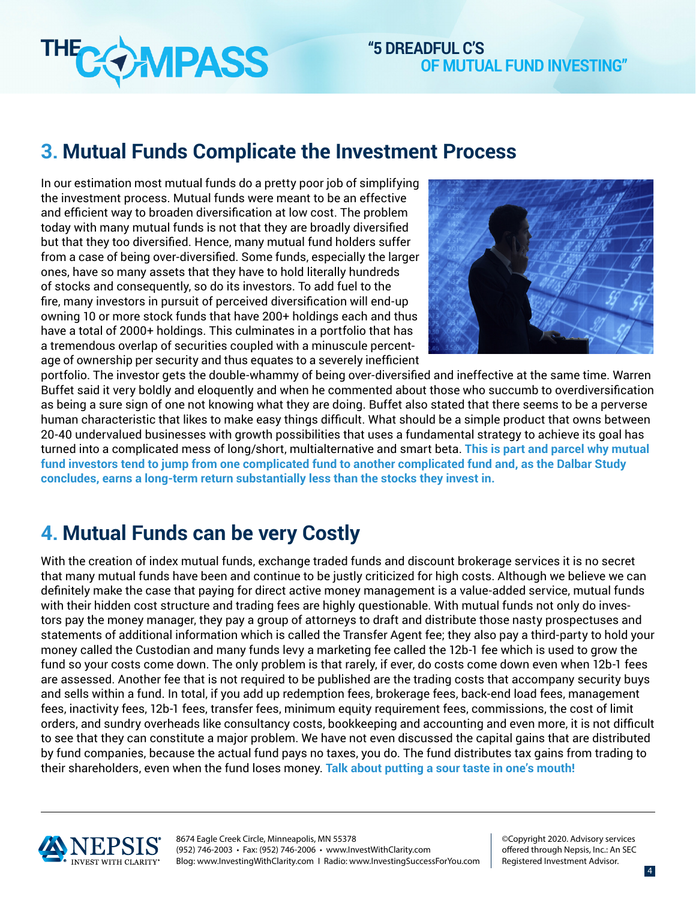## 3. Mutual Funds Complicate the Investment Process

In our estimation most mutual funds do a pretty poor job of simplifying the investment process. Mutual funds were meant to be an effective and efficient way to broaden diversification at low cost. The problem today with many mutual funds is not that they are broadly diversified but that they too diversified. Hence, many mutual fund holders suffer from a case of being over-diversified. Some funds, especially the larger ones, have so many assets that they have to hold literally hundreds of stocks and consequently, so do its investors. To add fuel to the fire, many investors in pursuit of perceived diversification will end-up owning 10 or more stock funds that have 200+ holdings each and thus have a total of 2000+ holdings. This culminates in a portfolio that has a tremendous overlap of securities coupled with a minuscule percentage of ownership per security and thus equates to a severely inefficient portfolio. The investor gets the double-whammy of being over-diversified and ineffective at the same time. Warren Buffet said it very boldly and eloquently and when he commented about those who succumb to overdiversification as being a sure sign of one not knowing what they are doing. Buffet also stated that there seems to be a perverse human characteristic that likes to make easy things difficult. What should be a simple product that owns between 20-40 undervalued businesses with growth possibilities that uses a fundamental strategy to achieve its goal has turned into a complicated mess of long/short, multialternative and smart beta. **This is part and parcel why mutual fund investors tend to jump from one complicated fund to another complicated fund and, as the Dalbar Study concludes, earns a long-term return substantially less than the stocks they invest in.**

## 4. Mutual Funds can be very Costly

With the creation of index mutual funds, exchange traded funds and discount brokerage services it is no secret that many mutual funds have been and continue to be justly criticized for high costs. Although we believe we can definitely make the case that paying for direct active money management is a value-added service, mutual funds with their hidden cost structure and trading fees are highly questionable. With mutual funds not only do investors pay the money manager, they pay a group of attorneys to draft and distribute those nasty prospectuses and statements of additional information which is called the Transfer Agent fee; they also pay a third-party to hold your money called the Custodian and many funds levy a marketing fee called the 12b-1 fee which is used to grow the fund so your costs come down. The only problem is that rarely, if ever, do costs come down even when 12b-1 fees are assessed. Another fee that is not required to be published are the trading costs that accompany security buys and sells within a fund. In total, if you add up redemption fees, brokerage fees, back-end load fees, management fees, inactivity fees, 12b-1 fees, transfer fees, minimum equity requirement fees, commissions, the cost of limit orders, and sundry overheads like consultancy costs, bookkeeping and accounting and even more, it is not difficult to see that they can constitute a major problem. We have not even discussed the capital gains that are distributed by fund companies, because the actual fund pays no taxes, you do. The fund distributes tax gains from trading to their shareholders, even when the fund loses money. **Talk about putting a sour taste in one's mouth!**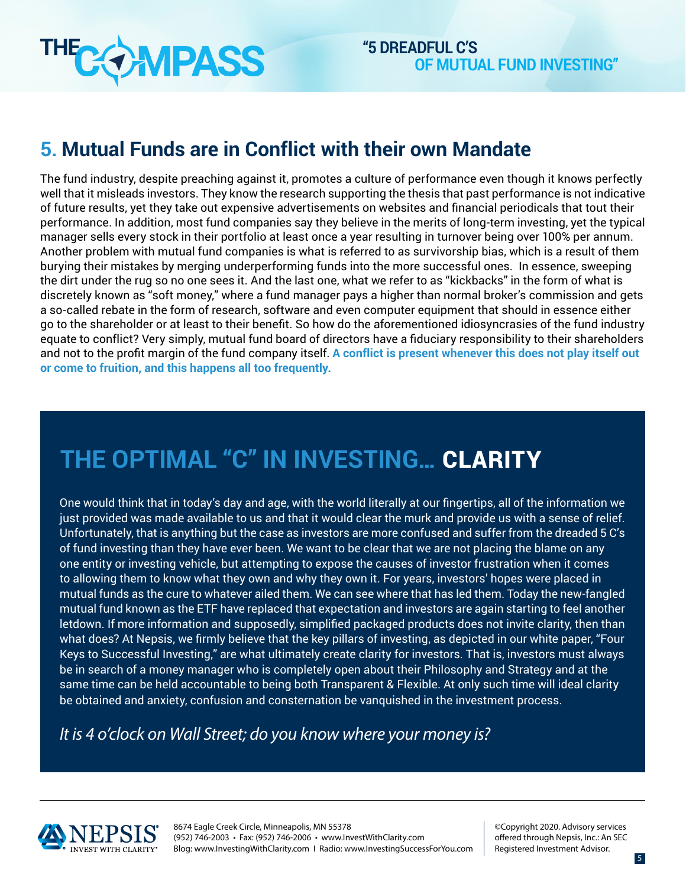## 5. Mutual Funds are in Conflict with their own Mandate

The fund industry, despite preaching against it, promotes a culture of performance even though it knows perfectly well that it misleads investors. They know the research supporting the thesis that past performance is not indicative of future results, yet they take out expensive advertisements on websites and financial periodicals that tout their performance. In addition, most fund companies say they believe in the merits of long-term investing, yet the typical manager sells every stock in their portfolio at least once a year resulting in turnover being over 100% per annum. Another problem with mutual fund companies is what is referred to as survivorship bias, which is a result of them burying their mistakes by merging underperforming funds into the more successful ones. In essence, sweeping the dirt under the rug so no one sees it. And the last one, what we refer to as "kickbacks" in the form of what is discretely known as "soft money," where a fund manager pays a higher than normal broker's commission and gets a so-called rebate in the form of research, software and even computer equipment that should in essence either go to the shareholder or at least to their benefit. So how do the aforementioned idiosyncrasies of the fund industry equate to conflict? Very simply, mutual fund board of directors have a fiduciary responsibility to their shareholders and not to the profit margin of the fund company itself. **A conflict is present whenever this does not play itself out or come to fruition, and this happens all too frequently.**

## THE OPTIMAL "C" IN INVESTING… CLARITY

One would think that in today's day and age, with the world literally at our fingertips, all of the information we just provided was made available to us and that it would clear the murk and provide us with a sense of relief. Unfortunately, that is anything but the case as investors are more confused and suffer from the dreaded 5 C's of fund investing than they have ever been. We want to be clear that we are not placing the blame on any one entity or investing vehicle, but attempting to expose the causes of investor frustration when it comes to allowing them to know what they own and why they own it. For years, investors' hopes were placed in mutual funds as the cure to whatever ailed them. We can see where that has led them. Today the new-fangled mutual fund known as the ETF have replaced that expectation and investors are again starting to feel another letdown. If more information and supposedly, simplified packaged products does not invite clarity, then than what does? At Nepsis, we firmly believe that the key pillars of investing, as depicted in our white paper, "Four Keys to Successful Investing," are what ultimately create clarity for investors. That is, investors must always be in search of a money manager who is completely open about their Philosophy and Strategy and at the same time can be held accountable to being both Transparent & Flexible. At only such time will ideal clarity be obtained and anxiety, confusion and consternation be vanquished in the investment process.

*It is 4 o'clock on Wall Street; do you know where your money is?*

NEPSIS® INVEST WITH CLARITY®

8674 Eagle Creek Circle, Minneapolis, MN 55378
(952) 746-2003 • Fax: (952) 746-2006 • www.InvestWithClarity.com
Blog: www.InvestingWithClarity.com | Radio: www.InvestingSuccessForYou.com

©Copyright 2020. Advisory services offered through Nepsis, Inc.: An SEC Registered Investment Advisor.